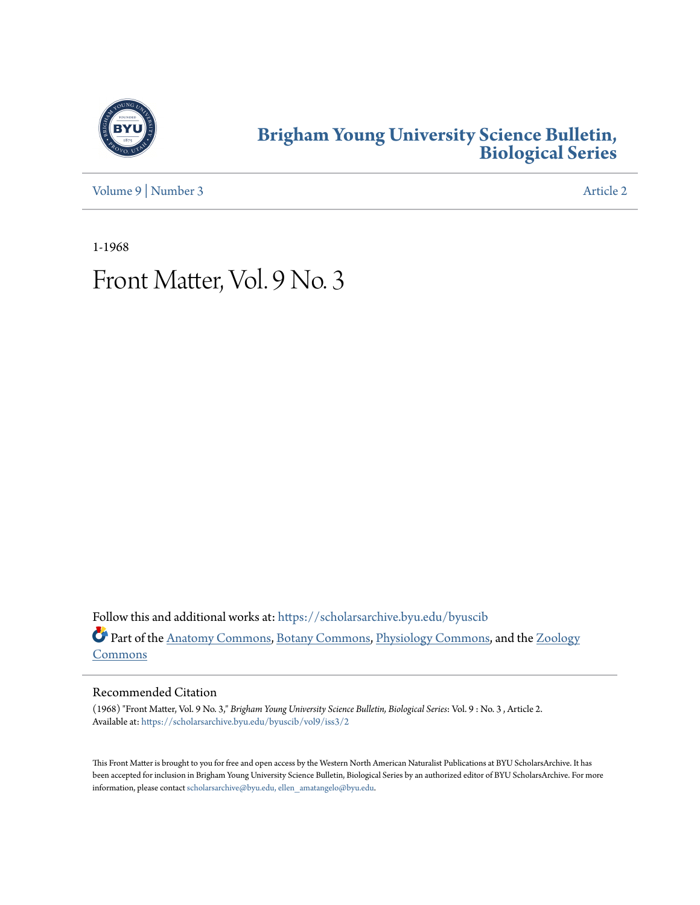# Brigham Young University Science Bulletin, Biological Series

Volume 9 | Number 3 Article 2

1-1968

# Front Matter, Vol. 9 No. 3

Follow this and additional works at: https://scholarsarchive.byu.edu/byuscib

Part of the Anatomy Commons, Botany Commons, Physiology Commons, and the Zoology Commons

## Recommended Citation

(1968) "Front Matter, Vol. 9 No. 3," *Brigham Young University Science Bulletin, Biological Series*: Vol. 9 : No. 3 , Article 2.
Available at: https://scholarsarchive.byu.edu/byuscib/vol9/iss3/2

This Front Matter is brought to you for free and open access by the Western North American Naturalist Publications at BYU ScholarsArchive. It has been accepted for inclusion in Brigham Young University Science Bulletin, Biological Series by an authorized editor of BYU ScholarsArchive. For more information, please contact scholarsarchive@byu.edu, ellen_amatangelo@byu.edu.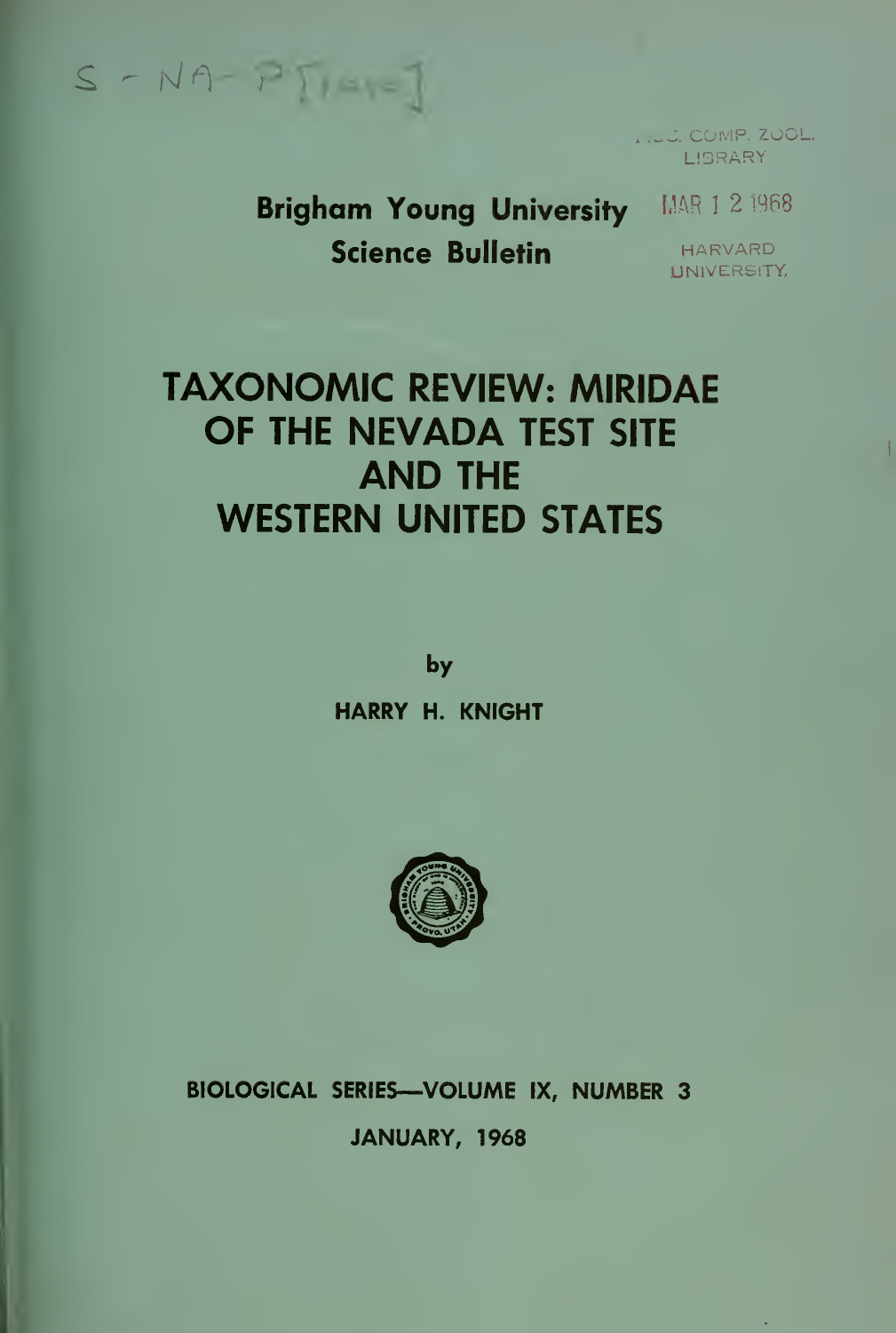S - NA - P [1968]

MUS. COMP. ZOOL. LIBRARY

MAR 1 2 1968

HARVARD UNIVERSITY

**Brigham Young University Science Bulletin**

# TAXONOMIC REVIEW: MIRIDAE OF THE NEVADA TEST SITE AND THE WESTERN UNITED STATES

by

**HARRY H. KNIGHT**

**BIOLOGICAL SERIES—VOLUME IX, NUMBER 3**

**JANUARY, 1968**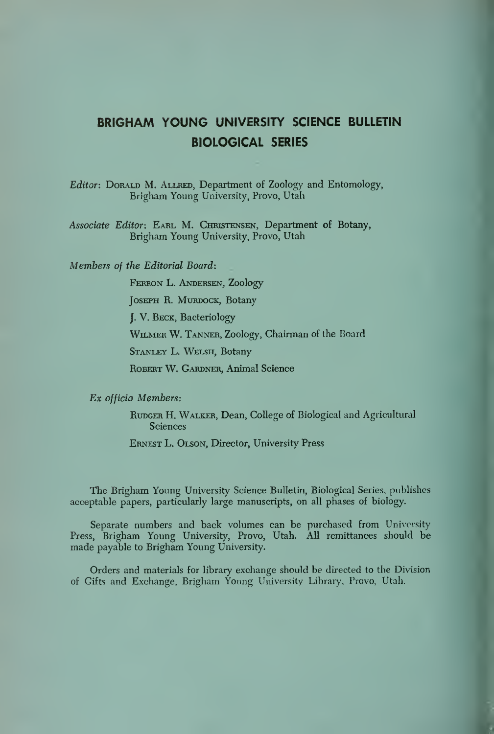# BRIGHAM YOUNG UNIVERSITY SCIENCE BULLETIN
## BIOLOGICAL SERIES

*Editor*: Dorald M. Allred, Department of Zoology and Entomology, Brigham Young University, Provo, Utah

*Associate Editor*: Earl M. Christensen, Department of Botany, Brigham Young University, Provo, Utah

*Members of the Editorial Board*:

Ferron L. Andersen, Zoology
Joseph R. Murdock, Botany
J. V. Beck, Bacteriology
Wilmer W. Tanner, Zoology, Chairman of the Board
Stanley L. Welsh, Botany
Robert W. Gardner, Animal Science

*Ex officio Members*:

Rudger H. Walker, Dean, College of Biological and Agricultural Sciences
Ernest L. Olson, Director, University Press

The Brigham Young University Science Bulletin, Biological Series, publishes acceptable papers, particularly large manuscripts, on all phases of biology.

Separate numbers and back volumes can be purchased from University Press, Brigham Young University, Provo, Utah. All remittances should be made payable to Brigham Young University.

Orders and materials for library exchange should be directed to the Division of Gifts and Exchange, Brigham Young University Library, Provo, Utah.